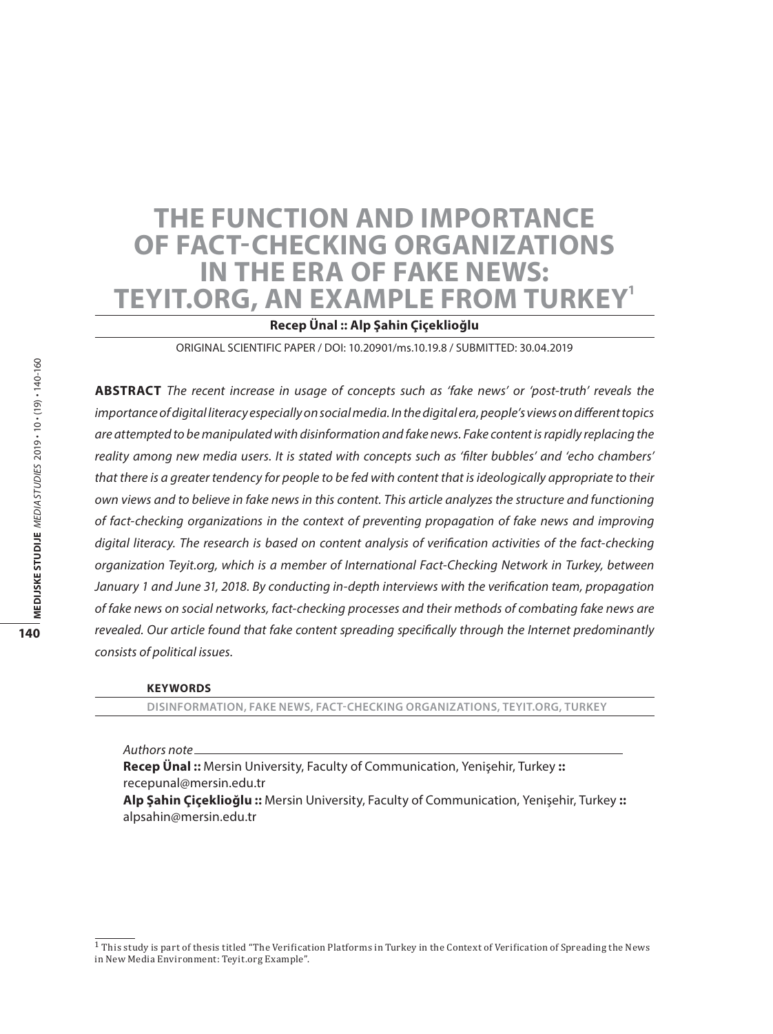# THE FUNCTION AND IMPORTANCE OF FACT-CHECKING ORGANIZATIONS IN THE ERA OF FAKE NEWS: TEYIT.ORG, AN EXAMPLE FROM TURKEY[1]

**Recep Ünal :: Alp Şahin Çiçeklioğlu**

ORIGINAL SCIENTIFIC PAPER / DOI: 10.20901/ms.10.19.8 / SUBMITTED: 30.04.2019

**ABSTRACT** *The recent increase in usage of concepts such as 'fake news' or 'post-truth' reveals the importance of digital literacy especially on social media. In the digital era, people's views on different topics are attempted to be manipulated with disinformation and fake news. Fake content is rapidly replacing the reality among new media users. It is stated with concepts such as 'filter bubbles' and 'echo chambers' that there is a greater tendency for people to be fed with content that is ideologically appropriate to their own views and to believe in fake news in this content. This article analyzes the structure and functioning of fact-checking organizations in the context of preventing propagation of fake news and improving digital literacy. The research is based on content analysis of verification activities of the fact-checking organization Teyit.org, which is a member of International Fact-Checking Network in Turkey, between January 1 and June 31, 2018. By conducting in-depth interviews with the verification team, propagation of fake news on social networks, fact-checking processes and their methods of combating fake news are revealed. Our article found that fake content spreading specifically through the Internet predominantly consists of political issues.*

**KEYWORDS**

DISINFORMATION, FAKE NEWS, FACT-CHECKING ORGANIZATIONS, TEYIT.ORG, TURKEY

*Authors note*

**Recep Ünal ::** Mersin University, Faculty of Communication, Yenişehir, Turkey **::** recepunal@mersin.edu.tr

**Alp Şahin Çiçeklioğlu ::** Mersin University, Faculty of Communication, Yenişehir, Turkey **::** alpsahin@mersin.edu.tr

[1] This study is part of thesis titled "The Verification Platforms in Turkey in the Context of Verification of Spreading the News in New Media Environment: Teyit.org Example".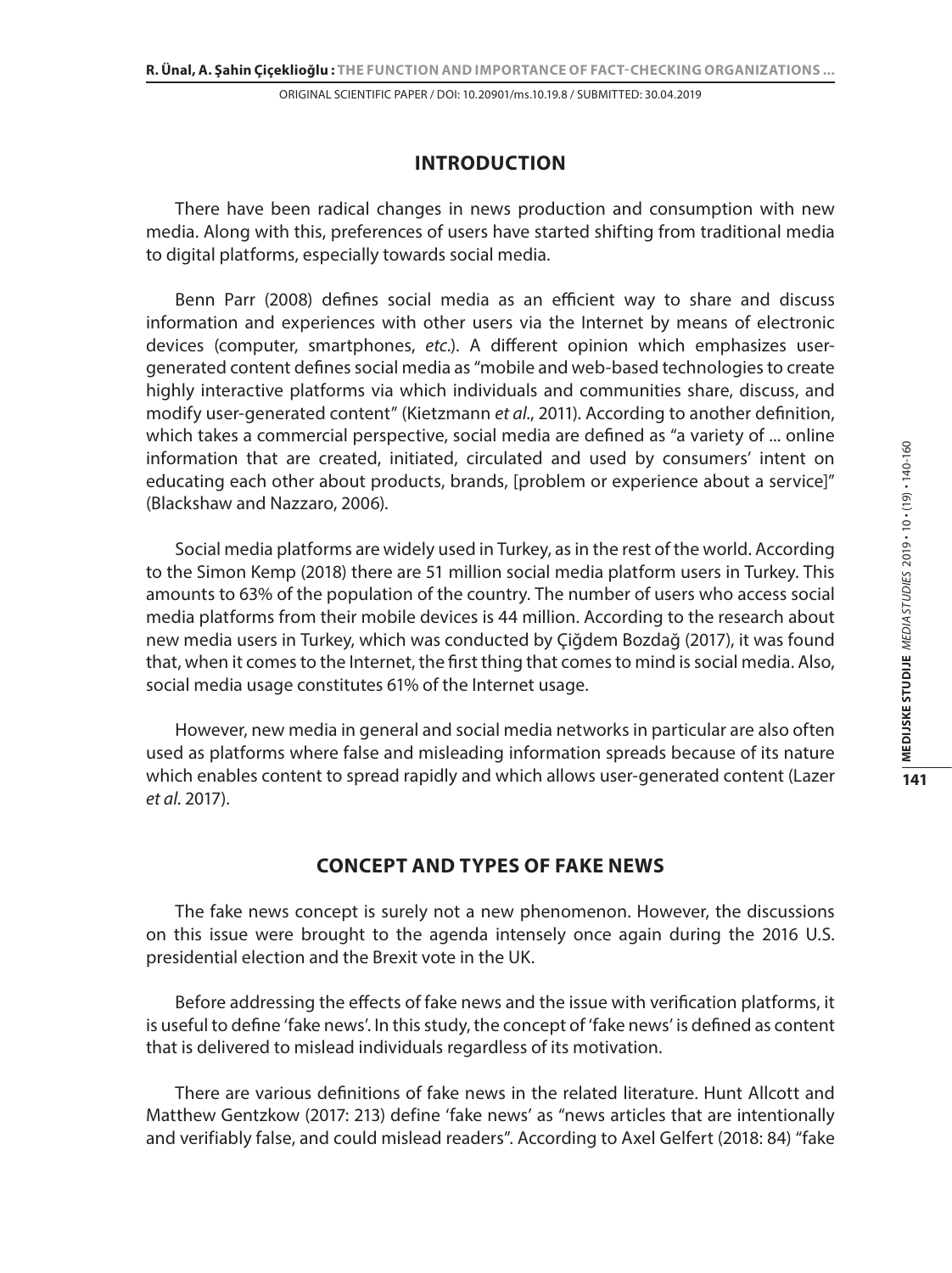## INTRODUCTION

There have been radical changes in news production and consumption with new media. Along with this, preferences of users have started shifting from traditional media to digital platforms, especially towards social media.

Benn Parr (2008) defines social media as an efficient way to share and discuss information and experiences with other users via the Internet by means of electronic devices (computer, smartphones, *etc*.). A different opinion which emphasizes user-generated content defines social media as "mobile and web-based technologies to create highly interactive platforms via which individuals and communities share, discuss, and modify user-generated content" (Kietzmann *et al*., 2011). According to another definition, which takes a commercial perspective, social media are defined as "a variety of ... online information that are created, initiated, circulated and used by consumers' intent on educating each other about products, brands, [problem or experience about a service]" (Blackshaw and Nazzaro, 2006).

Social media platforms are widely used in Turkey, as in the rest of the world. According to the Simon Kemp (2018) there are 51 million social media platform users in Turkey. This amounts to 63% of the population of the country. The number of users who access social media platforms from their mobile devices is 44 million. According to the research about new media users in Turkey, which was conducted by Çiğdem Bozdağ (2017), it was found that, when it comes to the Internet, the first thing that comes to mind is social media. Also, social media usage constitutes 61% of the Internet usage.

However, new media in general and social media networks in particular are also often used as platforms where false and misleading information spreads because of its nature which enables content to spread rapidly and which allows user-generated content (Lazer *et al*. 2017).

## CONCEPT AND TYPES OF FAKE NEWS

The fake news concept is surely not a new phenomenon. However, the discussions on this issue were brought to the agenda intensely once again during the 2016 U.S. presidential election and the Brexit vote in the UK.

Before addressing the effects of fake news and the issue with verification platforms, it is useful to define 'fake news'. In this study, the concept of 'fake news' is defined as content that is delivered to mislead individuals regardless of its motivation.

There are various definitions of fake news in the related literature. Hunt Allcott and Matthew Gentzkow (2017: 213) define 'fake news' as "news articles that are intentionally and verifiably false, and could mislead readers". According to Axel Gelfert (2018: 84) "fake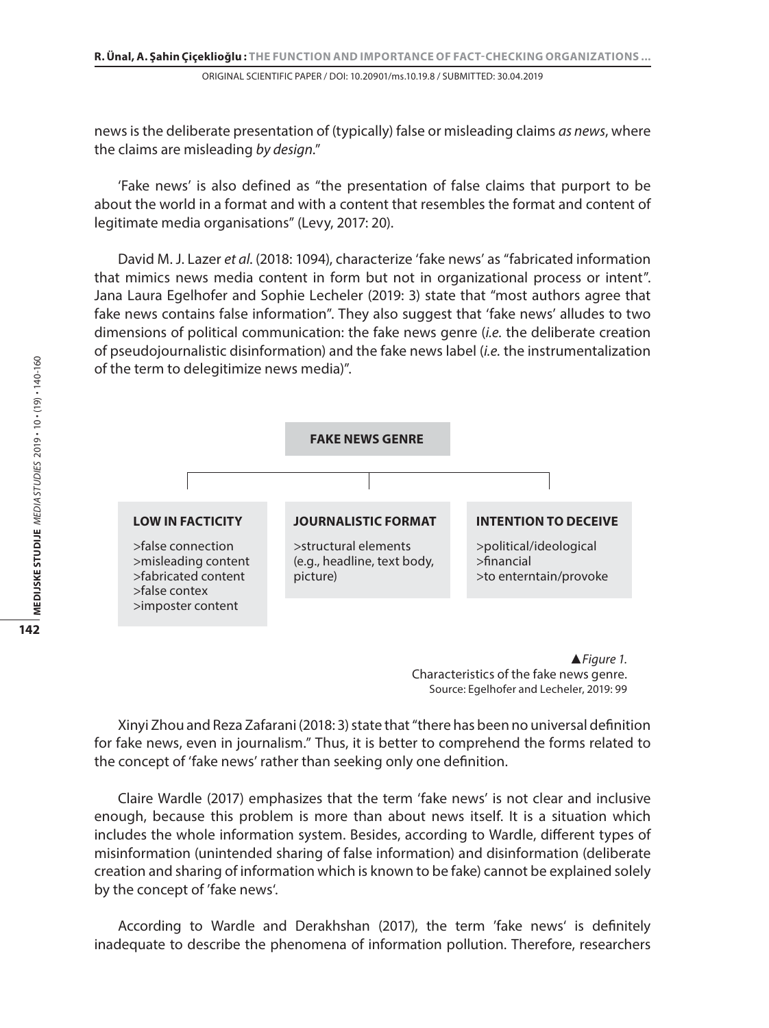news is the deliberate presentation of (typically) false or misleading claims *as news*, where the claims are misleading *by design*."

'Fake news' is also defined as "the presentation of false claims that purport to be about the world in a format and with a content that resembles the format and content of legitimate media organisations" (Levy, 2017: 20).

David M. J. Lazer *et al.* (2018: 1094), characterize 'fake news' as "fabricated information that mimics news media content in form but not in organizational process or intent". Jana Laura Egelhofer and Sophie Lecheler (2019: 3) state that "most authors agree that fake news contains false information". They also suggest that 'fake news' alludes to two dimensions of political communication: the fake news genre (*i.e.* the deliberate creation of pseudojournalistic disinformation) and the fake news label (*i.e.* the instrumentalization of the term to delegitimize news media)".

**FAKE NEWS GENRE**

| LOW IN FACTICITY | JOURNALISTIC FORMAT | INTENTION TO DECEIVE |
| --- | --- | --- |
| >false connection<br>>misleading content<br>>fabricated content<br>>false contex<br>>imposter content | >structural elements (e.g., headline, text body, picture) | >political/ideological<br>>financial<br>>to enterntain/provoke |

▲*Figure 1.*
Characteristics of the fake news genre.
Source: Egelhofer and Lecheler, 2019: 99

Xinyi Zhou and Reza Zafarani (2018: 3) state that "there has been no universal definition for fake news, even in journalism." Thus, it is better to comprehend the forms related to the concept of 'fake news' rather than seeking only one definition.

Claire Wardle (2017) emphasizes that the term 'fake news' is not clear and inclusive enough, because this problem is more than about news itself. It is a situation which includes the whole information system. Besides, according to Wardle, different types of misinformation (unintended sharing of false information) and disinformation (deliberate creation and sharing of information which is known to be fake) cannot be explained solely by the concept of 'fake news'.

According to Wardle and Derakhshan (2017), the term 'fake news' is definitely inadequate to describe the phenomena of information pollution. Therefore, researchers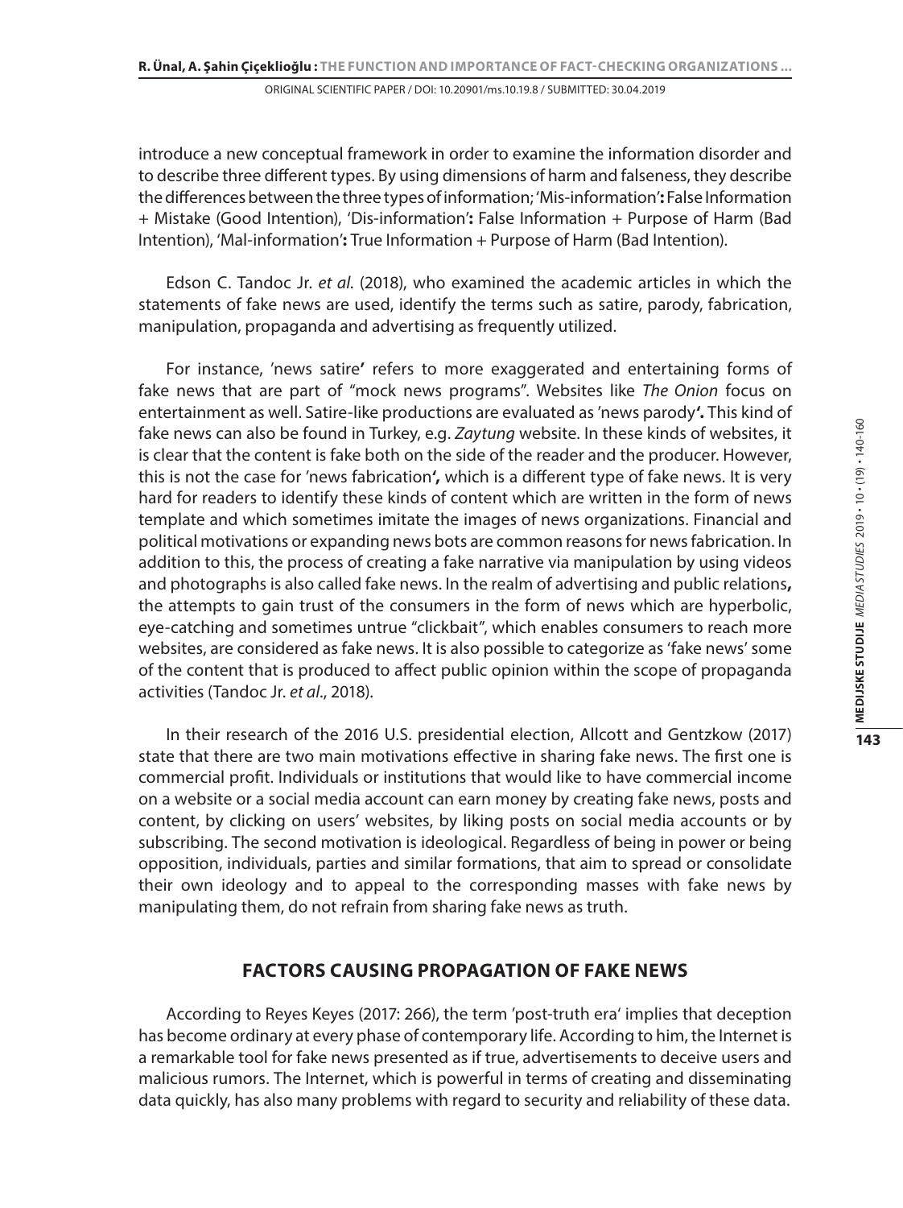introduce a new conceptual framework in order to examine the information disorder and to describe three different types. By using dimensions of harm and falseness, they describe the differences between the three types of information; 'Mis-information'**:** False Information + Mistake (Good Intention), 'Dis-information'**:** False Information + Purpose of Harm (Bad Intention), 'Mal-information'**:** True Information + Purpose of Harm (Bad Intention).

Edson C. Tandoc Jr. *et al*. (2018), who examined the academic articles in which the statements of fake news are used, identify the terms such as satire, parody, fabrication, manipulation, propaganda and advertising as frequently utilized.

For instance, 'news satire**'** refers to more exaggerated and entertaining forms of fake news that are part of "mock news programs". Websites like *The Onion* focus on entertainment as well. Satire-like productions are evaluated as 'news parody**'.** This kind of fake news can also be found in Turkey, e.g. *Zaytung* website. In these kinds of websites, it is clear that the content is fake both on the side of the reader and the producer. However, this is not the case for 'news fabrication**',** which is a different type of fake news. It is very hard for readers to identify these kinds of content which are written in the form of news template and which sometimes imitate the images of news organizations. Financial and political motivations or expanding news bots are common reasons for news fabrication. In addition to this, the process of creating a fake narrative via manipulation by using videos and photographs is also called fake news. In the realm of advertising and public relations**,** the attempts to gain trust of the consumers in the form of news which are hyperbolic, eye-catching and sometimes untrue "clickbait", which enables consumers to reach more websites, are considered as fake news. It is also possible to categorize as 'fake news' some of the content that is produced to affect public opinion within the scope of propaganda activities (Tandoc Jr. *et al*., 2018).

In their research of the 2016 U.S. presidential election, Allcott and Gentzkow (2017) state that there are two main motivations effective in sharing fake news. The first one is commercial profit. Individuals or institutions that would like to have commercial income on a website or a social media account can earn money by creating fake news, posts and content, by clicking on users' websites, by liking posts on social media accounts or by subscribing. The second motivation is ideological. Regardless of being in power or being opposition, individuals, parties and similar formations, that aim to spread or consolidate their own ideology and to appeal to the corresponding masses with fake news by manipulating them, do not refrain from sharing fake news as truth.

## FACTORS CAUSING PROPAGATION OF FAKE NEWS

According to Reyes Keyes (2017: 266), the term 'post-truth era' implies that deception has become ordinary at every phase of contemporary life. According to him, the Internet is a remarkable tool for fake news presented as if true, advertisements to deceive users and malicious rumors. The Internet, which is powerful in terms of creating and disseminating data quickly, has also many problems with regard to security and reliability of these data.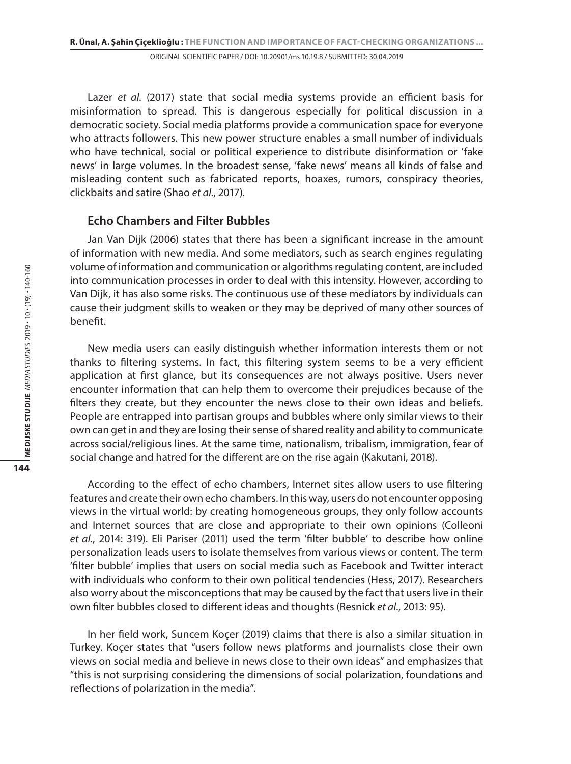Lazer *et al.* (2017) state that social media systems provide an efficient basis for misinformation to spread. This is dangerous especially for political discussion in a democratic society. Social media platforms provide a communication space for everyone who attracts followers. This new power structure enables a small number of individuals who have technical, social or political experience to distribute disinformation or 'fake news' in large volumes. In the broadest sense, 'fake news' means all kinds of false and misleading content such as fabricated reports, hoaxes, rumors, conspiracy theories, clickbaits and satire (Shao *et al.*, 2017).

### Echo Chambers and Filter Bubbles

Jan Van Dijk (2006) states that there has been a significant increase in the amount of information with new media. And some mediators, such as search engines regulating volume of information and communication or algorithms regulating content, are included into communication processes in order to deal with this intensity. However, according to Van Dijk, it has also some risks. The continuous use of these mediators by individuals can cause their judgment skills to weaken or they may be deprived of many other sources of benefit.

New media users can easily distinguish whether information interests them or not thanks to filtering systems. In fact, this filtering system seems to be a very efficient application at first glance, but its consequences are not always positive. Users never encounter information that can help them to overcome their prejudices because of the filters they create, but they encounter the news close to their own ideas and beliefs. People are entrapped into partisan groups and bubbles where only similar views to their own can get in and they are losing their sense of shared reality and ability to communicate across social/religious lines. At the same time, nationalism, tribalism, immigration, fear of social change and hatred for the different are on the rise again (Kakutani, 2018).

According to the effect of echo chambers, Internet sites allow users to use filtering features and create their own echo chambers. In this way, users do not encounter opposing views in the virtual world: by creating homogeneous groups, they only follow accounts and Internet sources that are close and appropriate to their own opinions (Colleoni *et al.*, 2014: 319). Eli Pariser (2011) used the term 'filter bubble' to describe how online personalization leads users to isolate themselves from various views or content. The term 'filter bubble' implies that users on social media such as Facebook and Twitter interact with individuals who conform to their own political tendencies (Hess, 2017). Researchers also worry about the misconceptions that may be caused by the fact that users live in their own filter bubbles closed to different ideas and thoughts (Resnick *et al.*, 2013: 95).

In her field work, Suncem Koçer (2019) claims that there is also a similar situation in Turkey. Koçer states that "users follow news platforms and journalists close their own views on social media and believe in news close to their own ideas" and emphasizes that "this is not surprising considering the dimensions of social polarization, foundations and reflections of polarization in the media".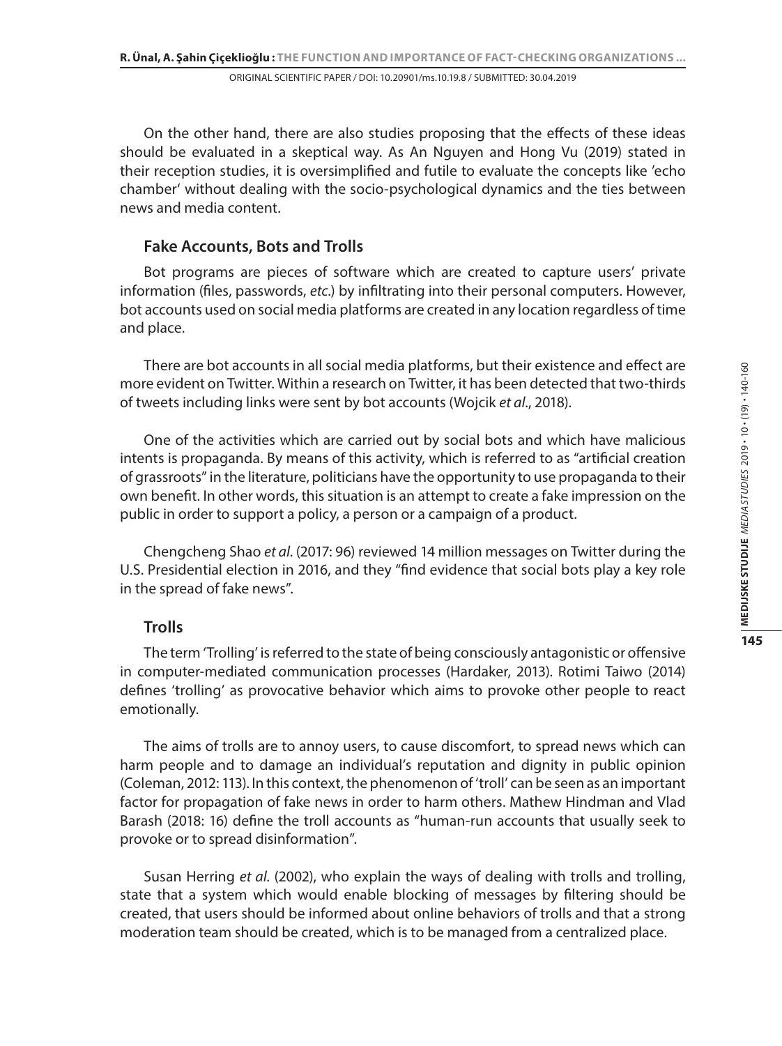On the other hand, there are also studies proposing that the effects of these ideas should be evaluated in a skeptical way. As An Nguyen and Hong Vu (2019) stated in their reception studies, it is oversimplified and futile to evaluate the concepts like 'echo chamber' without dealing with the socio-psychological dynamics and the ties between news and media content.

## Fake Accounts, Bots and Trolls

Bot programs are pieces of software which are created to capture users' private information (files, passwords, *etc*.) by infiltrating into their personal computers. However, bot accounts used on social media platforms are created in any location regardless of time and place.

There are bot accounts in all social media platforms, but their existence and effect are more evident on Twitter. Within a research on Twitter, it has been detected that two-thirds of tweets including links were sent by bot accounts (Wojcik *et al*., 2018).

One of the activities which are carried out by social bots and which have malicious intents is propaganda. By means of this activity, which is referred to as "artificial creation of grassroots" in the literature, politicians have the opportunity to use propaganda to their own benefit. In other words, this situation is an attempt to create a fake impression on the public in order to support a policy, a person or a campaign of a product.

Chengcheng Shao *et al*. (2017: 96) reviewed 14 million messages on Twitter during the U.S. Presidential election in 2016, and they "find evidence that social bots play a key role in the spread of fake news".

## Trolls

The term 'Trolling' is referred to the state of being consciously antagonistic or offensive in computer-mediated communication processes (Hardaker, 2013). Rotimi Taiwo (2014) defines 'trolling' as provocative behavior which aims to provoke other people to react emotionally.

The aims of trolls are to annoy users, to cause discomfort, to spread news which can harm people and to damage an individual's reputation and dignity in public opinion (Coleman, 2012: 113). In this context, the phenomenon of 'troll' can be seen as an important factor for propagation of fake news in order to harm others. Mathew Hindman and Vlad Barash (2018: 16) define the troll accounts as "human-run accounts that usually seek to provoke or to spread disinformation".

Susan Herring *et al*. (2002), who explain the ways of dealing with trolls and trolling, state that a system which would enable blocking of messages by filtering should be created, that users should be informed about online behaviors of trolls and that a strong moderation team should be created, which is to be managed from a centralized place.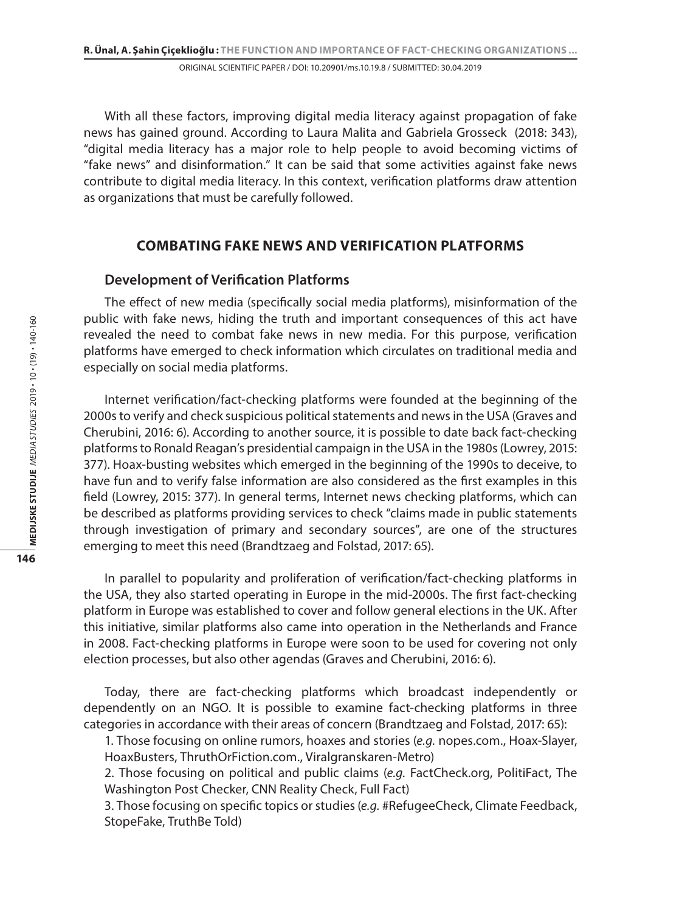With all these factors, improving digital media literacy against propagation of fake news has gained ground. According to Laura Malita and Gabriela Grosseck (2018: 343), "digital media literacy has a major role to help people to avoid becoming victims of "fake news" and disinformation." It can be said that some activities against fake news contribute to digital media literacy. In this context, verification platforms draw attention as organizations that must be carefully followed.

## COMBATING FAKE NEWS AND VERIFICATION PLATFORMS

### Development of Verification Platforms

The effect of new media (specifically social media platforms), misinformation of the public with fake news, hiding the truth and important consequences of this act have revealed the need to combat fake news in new media. For this purpose, verification platforms have emerged to check information which circulates on traditional media and especially on social media platforms.

Internet verification/fact-checking platforms were founded at the beginning of the 2000s to verify and check suspicious political statements and news in the USA (Graves and Cherubini, 2016: 6). According to another source, it is possible to date back fact-checking platforms to Ronald Reagan's presidential campaign in the USA in the 1980s (Lowrey, 2015: 377). Hoax-busting websites which emerged in the beginning of the 1990s to deceive, to have fun and to verify false information are also considered as the first examples in this field (Lowrey, 2015: 377). In general terms, Internet news checking platforms, which can be described as platforms providing services to check "claims made in public statements through investigation of primary and secondary sources", are one of the structures emerging to meet this need (Brandtzaeg and Folstad, 2017: 65).

In parallel to popularity and proliferation of verification/fact-checking platforms in the USA, they also started operating in Europe in the mid-2000s. The first fact-checking platform in Europe was established to cover and follow general elections in the UK. After this initiative, similar platforms also came into operation in the Netherlands and France in 2008. Fact-checking platforms in Europe were soon to be used for covering not only election processes, but also other agendas (Graves and Cherubini, 2016: 6).

Today, there are fact-checking platforms which broadcast independently or dependently on an NGO. It is possible to examine fact-checking platforms in three categories in accordance with their areas of concern (Brandtzaeg and Folstad, 2017: 65):

1. Those focusing on online rumors, hoaxes and stories (*e.g.* nopes.com., Hoax-Slayer, HoaxBusters, ThruthOrFiction.com., Viralgranskaren-Metro)
2. Those focusing on political and public claims (*e.g.* FactCheck.org, PolitiFact, The Washington Post Checker, CNN Reality Check, Full Fact)
3. Those focusing on specific topics or studies (*e.g.* #RefugeeCheck, Climate Feedback, StopeFake, TruthBe Told)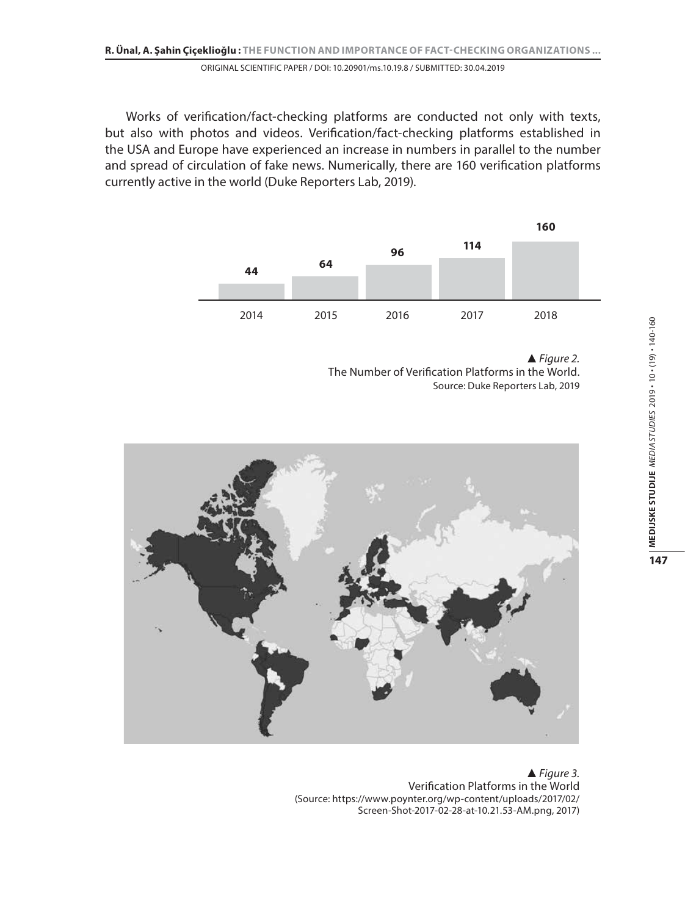Works of verification/fact-checking platforms are conducted not only with texts, but also with photos and videos. Verification/fact-checking platforms established in the USA and Europe have experienced an increase in numbers in parallel to the number and spread of circulation of fake news. Numerically, there are 160 verification platforms currently active in the world (Duke Reporters Lab, 2019).

| 2014 | 2015 | 2016 | 2017 | 2018 |
|---|---|---|---|---|
| 44 | 64 | 96 | 114 | 160 |

▲ *Figure 2.*
The Number of Verification Platforms in the World.
Source: Duke Reporters Lab, 2019

▲ *Figure 3.*
Verification Platforms in the World
(Source: https://www.poynter.org/wp-content/uploads/2017/02/Screen-Shot-2017-02-28-at-10.21.53-AM.png, 2017)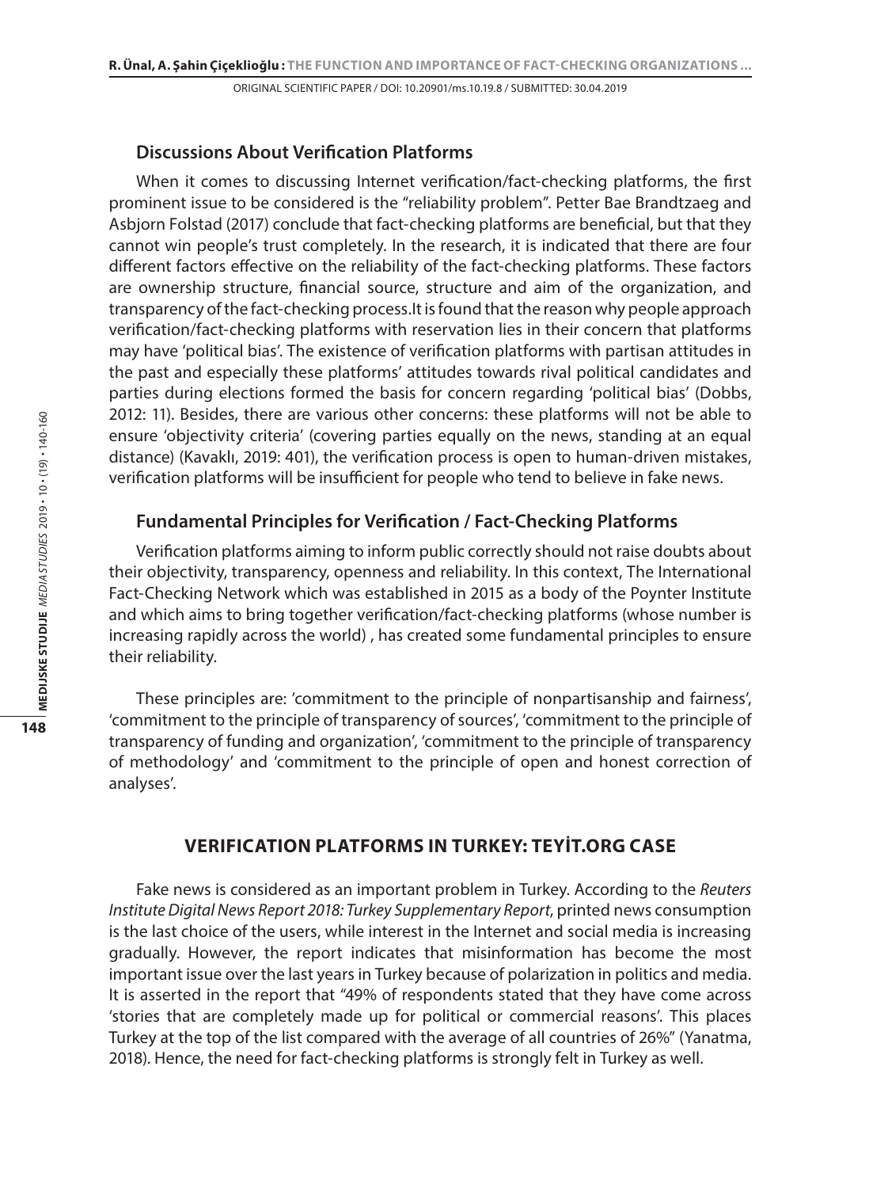### Discussions About Verification Platforms

When it comes to discussing Internet verification/fact-checking platforms, the first prominent issue to be considered is the "reliability problem". Petter Bae Brandtzaeg and Asbjorn Folstad (2017) conclude that fact-checking platforms are beneficial, but that they cannot win people's trust completely. In the research, it is indicated that there are four different factors effective on the reliability of the fact-checking platforms. These factors are ownership structure, financial source, structure and aim of the organization, and transparency of the fact-checking process.It is found that the reason why people approach verification/fact-checking platforms with reservation lies in their concern that platforms may have 'political bias'. The existence of verification platforms with partisan attitudes in the past and especially these platforms' attitudes towards rival political candidates and parties during elections formed the basis for concern regarding 'political bias' (Dobbs, 2012: 11). Besides, there are various other concerns: these platforms will not be able to ensure 'objectivity criteria' (covering parties equally on the news, standing at an equal distance) (Kavaklı, 2019: 401), the verification process is open to human-driven mistakes, verification platforms will be insufficient for people who tend to believe in fake news.

### Fundamental Principles for Verification / Fact-Checking Platforms

Verification platforms aiming to inform public correctly should not raise doubts about their objectivity, transparency, openness and reliability. In this context, The International Fact-Checking Network which was established in 2015 as a body of the Poynter Institute and which aims to bring together verification/fact-checking platforms (whose number is increasing rapidly across the world) , has created some fundamental principles to ensure their reliability.

These principles are: 'commitment to the principle of nonpartisanship and fairness', 'commitment to the principle of transparency of sources', 'commitment to the principle of transparency of funding and organization', 'commitment to the principle of transparency of methodology' and 'commitment to the principle of open and honest correction of analyses'.

## VERIFICATION PLATFORMS IN TURKEY: TEYİT.ORG CASE

Fake news is considered as an important problem in Turkey. According to the *Reuters Institute Digital News Report 2018: Turkey Supplementary Report*, printed news consumption is the last choice of the users, while interest in the Internet and social media is increasing gradually. However, the report indicates that misinformation has become the most important issue over the last years in Turkey because of polarization in politics and media. It is asserted in the report that "49% of respondents stated that they have come across 'stories that are completely made up for political or commercial reasons'. This places Turkey at the top of the list compared with the average of all countries of 26%" (Yanatma, 2018). Hence, the need for fact-checking platforms is strongly felt in Turkey as well.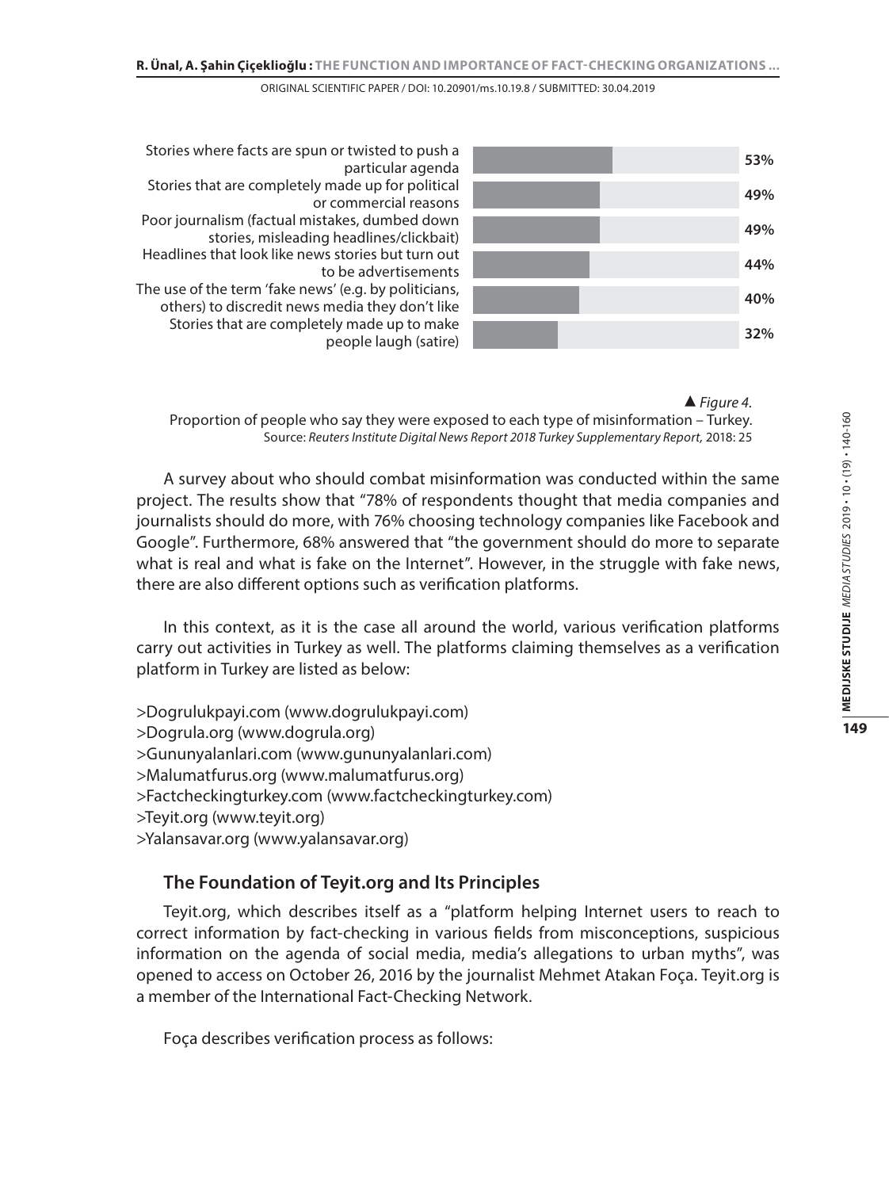| Type of misinformation | Proportion |
| --- | --- |
| Stories where facts are spun or twisted to push a particular agenda | 53% |
| Stories that are completely made up for political or commercial reasons | 49% |
| Poor journalism (factual mistakes, dumbed down stories, misleading headlines/clickbait) | 49% |
| Headlines that look like news stories but turn out to be advertisements | 44% |
| The use of the term 'fake news' (e.g. by politicians, others) to discredit news media they don't like | 40% |
| Stories that are completely made up to make people laugh (satire) | 32% |

▲ *Figure 4.*

Proportion of people who say they were exposed to each type of misinformation – Turkey.
Source: *Reuters Institute Digital News Report 2018 Turkey Supplementary Report,* 2018: 25

A survey about who should combat misinformation was conducted within the same project. The results show that "78% of respondents thought that media companies and journalists should do more, with 76% choosing technology companies like Facebook and Google". Furthermore, 68% answered that "the government should do more to separate what is real and what is fake on the Internet". However, in the struggle with fake news, there are also different options such as verification platforms.

In this context, as it is the case all around the world, various verification platforms carry out activities in Turkey as well. The platforms claiming themselves as a verification platform in Turkey are listed as below:

>Dogrulukpayi.com (www.dogrulukpayi.com)
>Dogrula.org (www.dogrula.org)
>Gununyalanlari.com (www.gununyalanlari.com)
>Malumatfurus.org (www.malumatfurus.org)
>Factcheckingturkey.com (www.factcheckingturkey.com)
>Teyit.org (www.teyit.org)
>Yalansavar.org (www.yalansavar.org)

## The Foundation of Teyit.org and Its Principles

Teyit.org, which describes itself as a "platform helping Internet users to reach to correct information by fact-checking in various fields from misconceptions, suspicious information on the agenda of social media, media's allegations to urban myths", was opened to access on October 26, 2016 by the journalist Mehmet Atakan Foça. Teyit.org is a member of the International Fact-Checking Network.

Foça describes verification process as follows: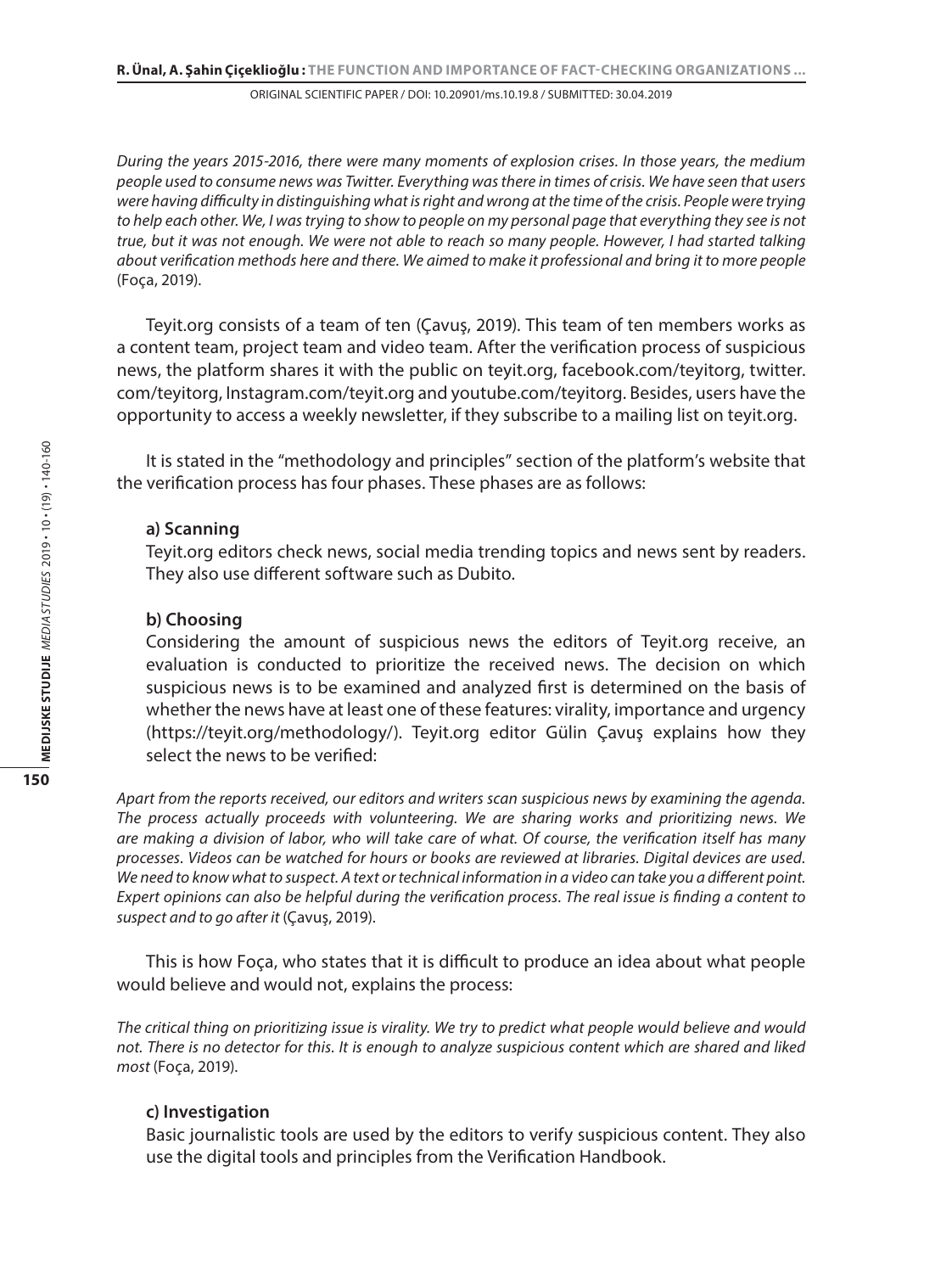*During the years 2015-2016, there were many moments of explosion crises. In those years, the medium people used to consume news was Twitter. Everything was there in times of crisis. We have seen that users were having difficulty in distinguishing what is right and wrong at the time of the crisis. People were trying to help each other. We, I was trying to show to people on my personal page that everything they see is not true, but it was not enough. We were not able to reach so many people. However, I had started talking about verification methods here and there. We aimed to make it professional and bring it to more people* (Foça, 2019).

Teyit.org consists of a team of ten (Çavuş, 2019). This team of ten members works as a content team, project team and video team. After the verification process of suspicious news, the platform shares it with the public on teyit.org, facebook.com/teyitorg, twitter.com/teyitorg, Instagram.com/teyit.org and youtube.com/teyitorg. Besides, users have the opportunity to access a weekly newsletter, if they subscribe to a mailing list on teyit.org.

It is stated in the "methodology and principles" section of the platform's website that the verification process has four phases. These phases are as follows:

**a) Scanning**

Teyit.org editors check news, social media trending topics and news sent by readers. They also use different software such as Dubito.

**b) Choosing**

Considering the amount of suspicious news the editors of Teyit.org receive, an evaluation is conducted to prioritize the received news. The decision on which suspicious news is to be examined and analyzed first is determined on the basis of whether the news have at least one of these features: virality, importance and urgency (https://teyit.org/methodology/). Teyit.org editor Gülin Çavuş explains how they select the news to be verified:

*Apart from the reports received, our editors and writers scan suspicious news by examining the agenda. The process actually proceeds with volunteering. We are sharing works and prioritizing news. We are making a division of labor, who will take care of what. Of course, the verification itself has many processes. Videos can be watched for hours or books are reviewed at libraries. Digital devices are used. We need to know what to suspect. A text or technical information in a video can take you a different point. Expert opinions can also be helpful during the verification process. The real issue is finding a content to suspect and to go after it* (Çavuş, 2019).

This is how Foça, who states that it is difficult to produce an idea about what people would believe and would not, explains the process:

*The critical thing on prioritizing issue is virality. We try to predict what people would believe and would not. There is no detector for this. It is enough to analyze suspicious content which are shared and liked most* (Foça, 2019).

**c) Investigation**

Basic journalistic tools are used by the editors to verify suspicious content. They also use the digital tools and principles from the Verification Handbook.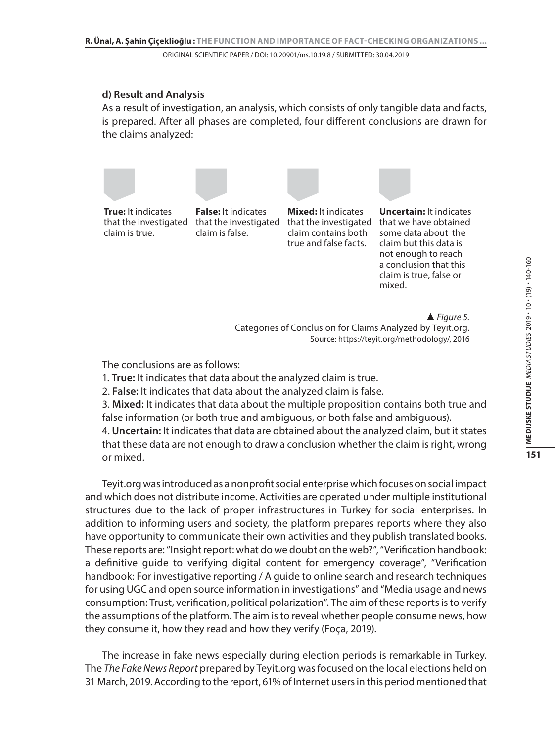**d) Result and Analysis**

As a result of investigation, an analysis, which consists of only tangible data and facts, is prepared. After all phases are completed, four different conclusions are drawn for the claims analyzed:

**True:** It indicates that the investigated claim is true.

**False:** It indicates that the investigated claim is false.

**Mixed:** It indicates that the investigated claim contains both true and false facts.

**Uncertain:** It indicates that we have obtained some data about the claim but this data is not enough to reach a conclusion that this claim is true, false or mixed.

▲ *Figure 5.*
Categories of Conclusion for Claims Analyzed by Teyit.org.
Source: https://teyit.org/methodology/, 2016

The conclusions are as follows:

1. **True:** It indicates that data about the analyzed claim is true.
2. **False:** It indicates that data about the analyzed claim is false.
3. **Mixed:** It indicates that data about the multiple proposition contains both true and false information (or both true and ambiguous, or both false and ambiguous).
4. **Uncertain:** It indicates that data are obtained about the analyzed claim, but it states that these data are not enough to draw a conclusion whether the claim is right, wrong or mixed.

Teyit.org was introduced as a nonprofit social enterprise which focuses on social impact and which does not distribute income. Activities are operated under multiple institutional structures due to the lack of proper infrastructures in Turkey for social enterprises. In addition to informing users and society, the platform prepares reports where they also have opportunity to communicate their own activities and they publish translated books. These reports are: "Insight report: what do we doubt on the web?", "Verification handbook: a definitive guide to verifying digital content for emergency coverage", "Verification handbook: For investigative reporting / A guide to online search and research techniques for using UGC and open source information in investigations" and "Media usage and news consumption: Trust, verification, political polarization". The aim of these reports is to verify the assumptions of the platform. The aim is to reveal whether people consume news, how they consume it, how they read and how they verify (Foça, 2019).

The increase in fake news especially during election periods is remarkable in Turkey. The *The Fake News Report* prepared by Teyit.org was focused on the local elections held on 31 March, 2019. According to the report, 61% of Internet users in this period mentioned that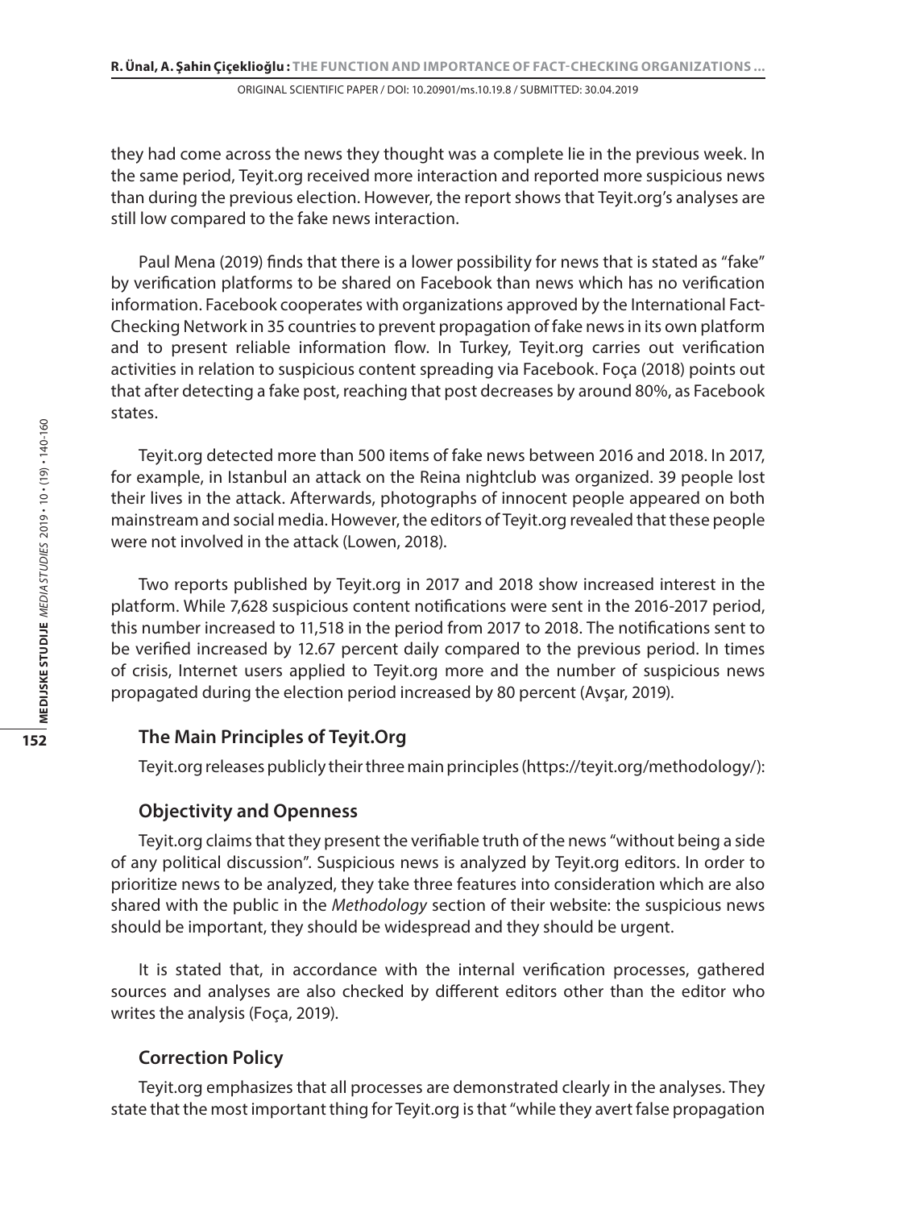they had come across the news they thought was a complete lie in the previous week. In the same period, Teyit.org received more interaction and reported more suspicious news than during the previous election. However, the report shows that Teyit.org's analyses are still low compared to the fake news interaction.

Paul Mena (2019) finds that there is a lower possibility for news that is stated as "fake" by verification platforms to be shared on Facebook than news which has no verification information. Facebook cooperates with organizations approved by the International Fact-Checking Network in 35 countries to prevent propagation of fake news in its own platform and to present reliable information flow. In Turkey, Teyit.org carries out verification activities in relation to suspicious content spreading via Facebook. Foça (2018) points out that after detecting a fake post, reaching that post decreases by around 80%, as Facebook states.

Teyit.org detected more than 500 items of fake news between 2016 and 2018. In 2017, for example, in Istanbul an attack on the Reina nightclub was organized. 39 people lost their lives in the attack. Afterwards, photographs of innocent people appeared on both mainstream and social media. However, the editors of Teyit.org revealed that these people were not involved in the attack (Lowen, 2018).

Two reports published by Teyit.org in 2017 and 2018 show increased interest in the platform. While 7,628 suspicious content notifications were sent in the 2016-2017 period, this number increased to 11,518 in the period from 2017 to 2018. The notifications sent to be verified increased by 12.67 percent daily compared to the previous period. In times of crisis, Internet users applied to Teyit.org more and the number of suspicious news propagated during the election period increased by 80 percent (Avşar, 2019).

## The Main Principles of Teyit.Org

Teyit.org releases publicly their three main principles (https://teyit.org/methodology/):

### Objectivity and Openness

Teyit.org claims that they present the verifiable truth of the news "without being a side of any political discussion". Suspicious news is analyzed by Teyit.org editors. In order to prioritize news to be analyzed, they take three features into consideration which are also shared with the public in the *Methodology* section of their website: the suspicious news should be important, they should be widespread and they should be urgent.

It is stated that, in accordance with the internal verification processes, gathered sources and analyses are also checked by different editors other than the editor who writes the analysis (Foça, 2019).

### Correction Policy

Teyit.org emphasizes that all processes are demonstrated clearly in the analyses. They state that the most important thing for Teyit.org is that "while they avert false propagation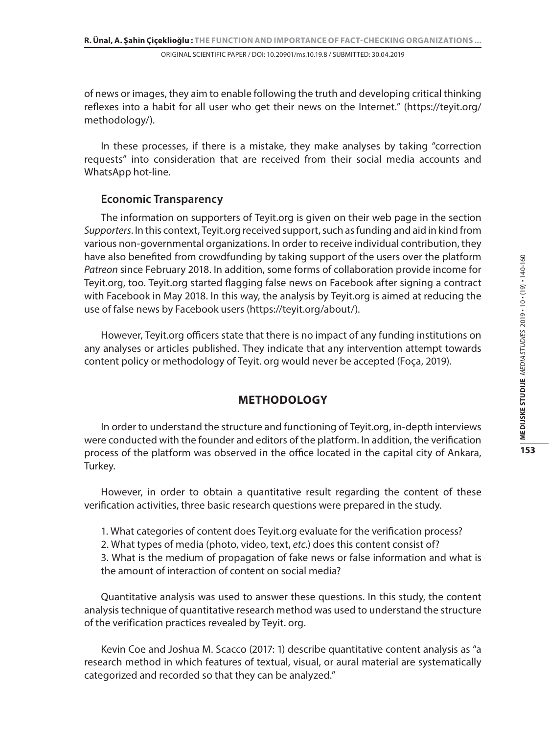of news or images, they aim to enable following the truth and developing critical thinking reflexes into a habit for all user who get their news on the Internet." (https://teyit.org/methodology/).

In these processes, if there is a mistake, they make analyses by taking "correction requests" into consideration that are received from their social media accounts and WhatsApp hot-line.

### Economic Transparency

The information on supporters of Teyit.org is given on their web page in the section *Supporters*. In this context, Teyit.org received support, such as funding and aid in kind from various non-governmental organizations. In order to receive individual contribution, they have also benefited from crowdfunding by taking support of the users over the platform *Patreon* since February 2018. In addition, some forms of collaboration provide income for Teyit.org, too. Teyit.org started flagging false news on Facebook after signing a contract with Facebook in May 2018. In this way, the analysis by Teyit.org is aimed at reducing the use of false news by Facebook users (https://teyit.org/about/).

However, Teyit.org officers state that there is no impact of any funding institutions on any analyses or articles published. They indicate that any intervention attempt towards content policy or methodology of Teyit. org would never be accepted (Foça, 2019).

## METHODOLOGY

In order to understand the structure and functioning of Teyit.org, in-depth interviews were conducted with the founder and editors of the platform. In addition, the verification process of the platform was observed in the office located in the capital city of Ankara, Turkey.

However, in order to obtain a quantitative result regarding the content of these verification activities, three basic research questions were prepared in the study.

1. What categories of content does Teyit.org evaluate for the verification process?
2. What types of media (photo, video, text, *etc.*) does this content consist of?
3. What is the medium of propagation of fake news or false information and what is the amount of interaction of content on social media?

Quantitative analysis was used to answer these questions. In this study, the content analysis technique of quantitative research method was used to understand the structure of the verification practices revealed by Teyit. org.

Kevin Coe and Joshua M. Scacco (2017: 1) describe quantitative content analysis as "a research method in which features of textual, visual, or aural material are systematically categorized and recorded so that they can be analyzed."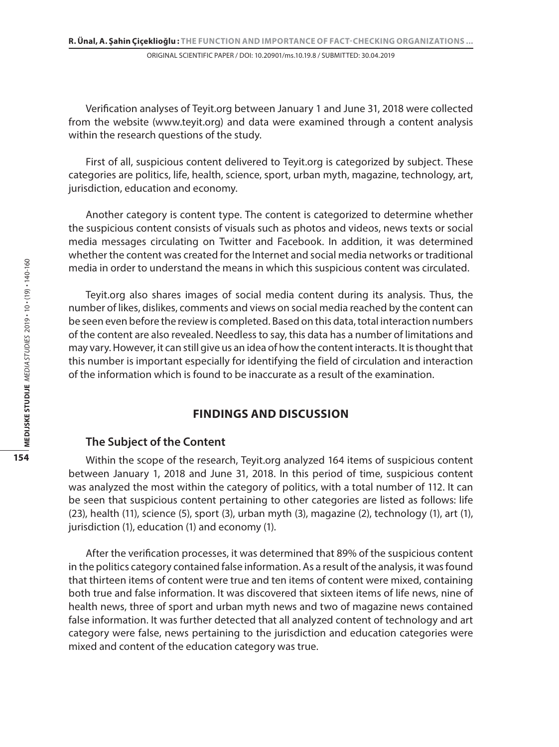Verification analyses of Teyit.org between January 1 and June 31, 2018 were collected from the website (www.teyit.org) and data were examined through a content analysis within the research questions of the study.

First of all, suspicious content delivered to Teyit.org is categorized by subject. These categories are politics, life, health, science, sport, urban myth, magazine, technology, art, jurisdiction, education and economy.

Another category is content type. The content is categorized to determine whether the suspicious content consists of visuals such as photos and videos, news texts or social media messages circulating on Twitter and Facebook. In addition, it was determined whether the content was created for the Internet and social media networks or traditional media in order to understand the means in which this suspicious content was circulated.

Teyit.org also shares images of social media content during its analysis. Thus, the number of likes, dislikes, comments and views on social media reached by the content can be seen even before the review is completed. Based on this data, total interaction numbers of the content are also revealed. Needless to say, this data has a number of limitations and may vary. However, it can still give us an idea of how the content interacts. It is thought that this number is important especially for identifying the field of circulation and interaction of the information which is found to be inaccurate as a result of the examination.

## FINDINGS AND DISCUSSION

### The Subject of the Content

Within the scope of the research, Teyit.org analyzed 164 items of suspicious content between January 1, 2018 and June 31, 2018. In this period of time, suspicious content was analyzed the most within the category of politics, with a total number of 112. It can be seen that suspicious content pertaining to other categories are listed as follows: life (23), health (11), science (5), sport (3), urban myth (3), magazine (2), technology (1), art (1), jurisdiction (1), education (1) and economy (1).

After the verification processes, it was determined that 89% of the suspicious content in the politics category contained false information. As a result of the analysis, it was found that thirteen items of content were true and ten items of content were mixed, containing both true and false information. It was discovered that sixteen items of life news, nine of health news, three of sport and urban myth news and two of magazine news contained false information. It was further detected that all analyzed content of technology and art category were false, news pertaining to the jurisdiction and education categories were mixed and content of the education category was true.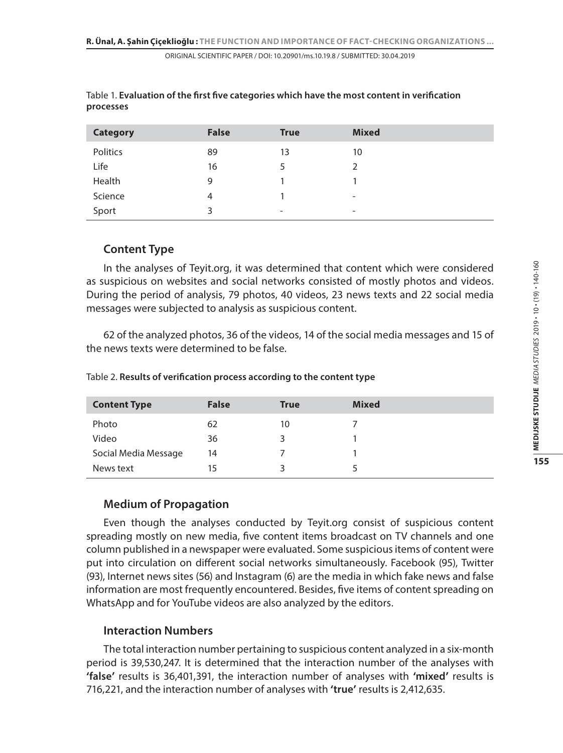Table 1. **Evaluation of the first five categories which have the most content in verification processes**

| Category | False | True | Mixed |
| --- | --- | --- | --- |
| Politics | 89 | 13 | 10 |
| Life | 16 | 5 | 2 |
| Health | 9 | 1 | 1 |
| Science | 4 | 1 | - |
| Sport | 3 | - | - |

### Content Type

In the analyses of Teyit.org, it was determined that content which were considered as suspicious on websites and social networks consisted of mostly photos and videos. During the period of analysis, 79 photos, 40 videos, 23 news texts and 22 social media messages were subjected to analysis as suspicious content.

62 of the analyzed photos, 36 of the videos, 14 of the social media messages and 15 of the news texts were determined to be false.

Table 2. **Results of verification process according to the content type**

| Content Type | False | True | Mixed |
| --- | --- | --- | --- |
| Photo | 62 | 10 | 7 |
| Video | 36 | 3 | 1 |
| Social Media Message | 14 | 7 | 1 |
| News text | 15 | 3 | 5 |

### Medium of Propagation

Even though the analyses conducted by Teyit.org consist of suspicious content spreading mostly on new media, five content items broadcast on TV channels and one column published in a newspaper were evaluated. Some suspicious items of content were put into circulation on different social networks simultaneously. Facebook (95), Twitter (93), Internet news sites (56) and Instagram (6) are the media in which fake news and false information are most frequently encountered. Besides, five items of content spreading on WhatsApp and for YouTube videos are also analyzed by the editors.

### Interaction Numbers

The total interaction number pertaining to suspicious content analyzed in a six-month period is 39,530,247. It is determined that the interaction number of the analyses with **'false'** results is 36,401,391, the interaction number of analyses with **'mixed'** results is 716,221, and the interaction number of analyses with **'true'** results is 2,412,635.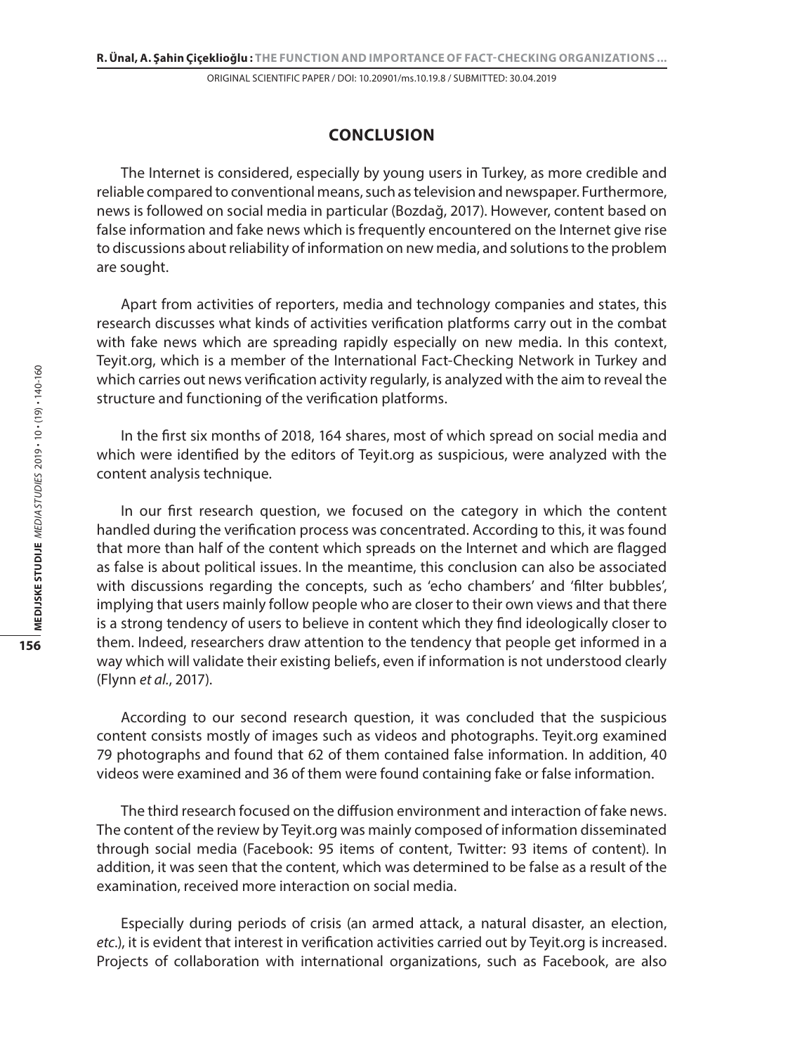## CONCLUSION

The Internet is considered, especially by young users in Turkey, as more credible and reliable compared to conventional means, such as television and newspaper. Furthermore, news is followed on social media in particular (Bozdağ, 2017). However, content based on false information and fake news which is frequently encountered on the Internet give rise to discussions about reliability of information on new media, and solutions to the problem are sought.

Apart from activities of reporters, media and technology companies and states, this research discusses what kinds of activities verification platforms carry out in the combat with fake news which are spreading rapidly especially on new media. In this context, Teyit.org, which is a member of the International Fact-Checking Network in Turkey and which carries out news verification activity regularly, is analyzed with the aim to reveal the structure and functioning of the verification platforms.

In the first six months of 2018, 164 shares, most of which spread on social media and which were identified by the editors of Teyit.org as suspicious, were analyzed with the content analysis technique.

In our first research question, we focused on the category in which the content handled during the verification process was concentrated. According to this, it was found that more than half of the content which spreads on the Internet and which are flagged as false is about political issues. In the meantime, this conclusion can also be associated with discussions regarding the concepts, such as 'echo chambers' and 'filter bubbles', implying that users mainly follow people who are closer to their own views and that there is a strong tendency of users to believe in content which they find ideologically closer to them. Indeed, researchers draw attention to the tendency that people get informed in a way which will validate their existing beliefs, even if information is not understood clearly (Flynn *et al.*, 2017).

According to our second research question, it was concluded that the suspicious content consists mostly of images such as videos and photographs. Teyit.org examined 79 photographs and found that 62 of them contained false information. In addition, 40 videos were examined and 36 of them were found containing fake or false information.

The third research focused on the diffusion environment and interaction of fake news. The content of the review by Teyit.org was mainly composed of information disseminated through social media (Facebook: 95 items of content, Twitter: 93 items of content). In addition, it was seen that the content, which was determined to be false as a result of the examination, received more interaction on social media.

Especially during periods of crisis (an armed attack, a natural disaster, an election, *etc.*), it is evident that interest in verification activities carried out by Teyit.org is increased. Projects of collaboration with international organizations, such as Facebook, are also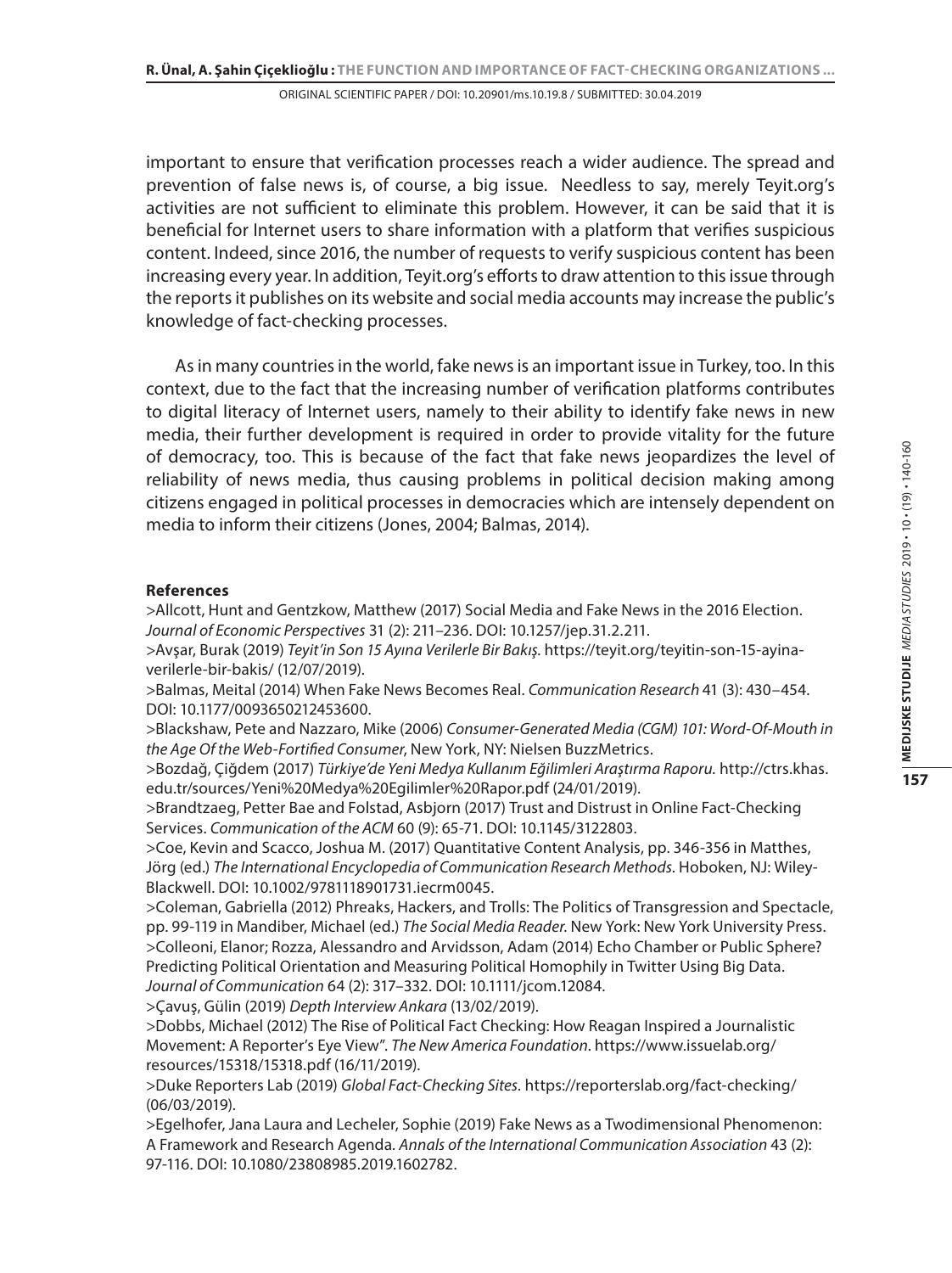important to ensure that verification processes reach a wider audience. The spread and prevention of false news is, of course, a big issue. Needless to say, merely Teyit.org's activities are not sufficient to eliminate this problem. However, it can be said that it is beneficial for Internet users to share information with a platform that verifies suspicious content. Indeed, since 2016, the number of requests to verify suspicious content has been increasing every year. In addition, Teyit.org's efforts to draw attention to this issue through the reports it publishes on its website and social media accounts may increase the public's knowledge of fact-checking processes.

As in many countries in the world, fake news is an important issue in Turkey, too. In this context, due to the fact that the increasing number of verification platforms contributes to digital literacy of Internet users, namely to their ability to identify fake news in new media, their further development is required in order to provide vitality for the future of democracy, too. This is because of the fact that fake news jeopardizes the level of reliability of news media, thus causing problems in political decision making among citizens engaged in political processes in democracies which are intensely dependent on media to inform their citizens (Jones, 2004; Balmas, 2014).

**References**

>Allcott, Hunt and Gentzkow, Matthew (2017) Social Media and Fake News in the 2016 Election. *Journal of Economic Perspectives* 31 (2): 211–236. DOI: 10.1257/jep.31.2.211.

>Avşar, Burak (2019) *Teyit'in Son 15 Ayına Verilerle Bir Bakış*. https://teyit.org/teyitin-son-15-ayina-verilerle-bir-bakis/ (12/07/2019).

>Balmas, Meital (2014) When Fake News Becomes Real. *Communication Research* 41 (3): 430–454. DOI: 10.1177/0093650212453600.

>Blackshaw, Pete and Nazzaro, Mike (2006) *Consumer-Generated Media (CGM) 101: Word-Of-Mouth in the Age Of the Web-Fortified Consumer*, New York, NY: Nielsen BuzzMetrics.

>Bozdağ, Çiğdem (2017) *Türkiye'de Yeni Medya Kullanım Eğilimleri Araştırma Raporu.* http://ctrs.khas.edu.tr/sources/Yeni%20Medya%20Egilimler%20Rapor.pdf (24/01/2019).

>Brandtzaeg, Petter Bae and Folstad, Asbjorn (2017) Trust and Distrust in Online Fact-Checking Services. *Communication of the ACM* 60 (9): 65-71. DOI: 10.1145/3122803.

>Coe, Kevin and Scacco, Joshua M. (2017) Quantitative Content Analysis, pp. 346-356 in Matthes, Jörg (ed.) *The International Encyclopedia of Communication Research Methods*. Hoboken, NJ: Wiley-Blackwell. DOI: 10.1002/9781118901731.iecrm0045.

>Coleman, Gabriella (2012) Phreaks, Hackers, and Trolls: The Politics of Transgression and Spectacle, pp. 99-119 in Mandiber, Michael (ed.) *The Social Media Reader*. New York: New York University Press.

>Colleoni, Elanor; Rozza, Alessandro and Arvidsson, Adam (2014) Echo Chamber or Public Sphere? Predicting Political Orientation and Measuring Political Homophily in Twitter Using Big Data. *Journal of Communication* 64 (2): 317–332. DOI: 10.1111/jcom.12084.

>Çavuş, Gülin (2019) *Depth Interview Ankara* (13/02/2019).

>Dobbs, Michael (2012) The Rise of Political Fact Checking: How Reagan Inspired a Journalistic Movement: A Reporter's Eye View". *The New America Foundation*. https://www.issuelab.org/resources/15318/15318.pdf (16/11/2019).

>Duke Reporters Lab (2019) *Global Fact-Checking Sites*. https://reporterslab.org/fact-checking/ (06/03/2019).

>Egelhofer, Jana Laura and Lecheler, Sophie (2019) Fake News as a Twodimensional Phenomenon: A Framework and Research Agenda. *Annals of the International Communication Association* 43 (2): 97-116. DOI: 10.1080/23808985.2019.1602782.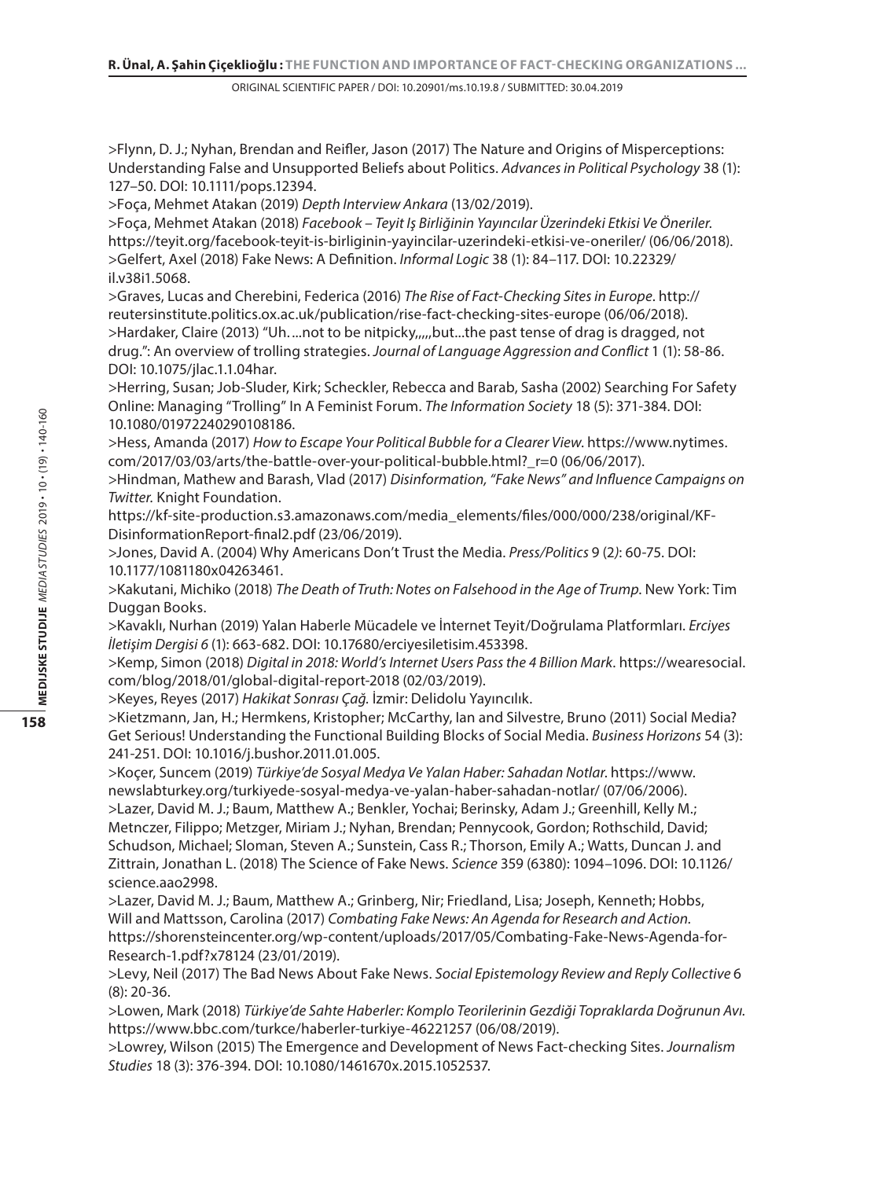>Flynn, D. J.; Nyhan, Brendan and Reifler, Jason (2017) The Nature and Origins of Misperceptions: Understanding False and Unsupported Beliefs about Politics. *Advances in Political Psychology* 38 (1): 127–50. DOI: 10.1111/pops.12394.

>Foça, Mehmet Atakan (2019) *Depth Interview Ankara* (13/02/2019).

>Foça, Mehmet Atakan (2018) *Facebook – Teyit Iş Birliğinin Yayıncılar Üzerindeki Etkisi Ve Öneriler.* https://teyit.org/facebook-teyit-is-birliginin-yayincilar-uzerindeki-etkisi-ve-oneriler/ (06/06/2018).

>Gelfert, Axel (2018) Fake News: A Definition. *Informal Logic* 38 (1): 84–117. DOI: 10.22329/il.v38i1.5068.

>Graves, Lucas and Cherebini, Federica (2016) *The Rise of Fact-Checking Sites in Europe*. http://reutersinstitute.politics.ox.ac.uk/publication/rise-fact-checking-sites-europe (06/06/2018).

>Hardaker, Claire (2013) "Uh. ...not to be nitpicky,,,,,but...the past tense of drag is dragged, not drug.": An overview of trolling strategies. *Journal of Language Aggression and Conflict* 1 (1): 58-86. DOI: 10.1075/jlac.1.1.04har.

>Herring, Susan; Job-Sluder, Kirk; Scheckler, Rebecca and Barab, Sasha (2002) Searching For Safety Online: Managing "Trolling" In A Feminist Forum. *The Information Society* 18 (5): 371-384. DOI: 10.1080/01972240290108186.

>Hess, Amanda (2017) *How to Escape Your Political Bubble for a Clearer View*. https://www.nytimes.com/2017/03/03/arts/the-battle-over-your-political-bubble.html?_r=0 (06/06/2017).

>Hindman, Mathew and Barash, Vlad (2017) *Disinformation, "Fake News" and Influence Campaigns on Twitter.* Knight Foundation. https://kf-site-production.s3.amazonaws.com/media_elements/files/000/000/238/original/KF-DisinformationReport-final2.pdf (23/06/2019).

>Jones, David A. (2004) Why Americans Don't Trust the Media. *Press/Politics* 9 (2*)*: 60-75. DOI: 10.1177/1081180x04263461.

>Kakutani, Michiko (2018) *The Death of Truth: Notes on Falsehood in the Age of Trump.* New York: Tim Duggan Books.

>Kavaklı, Nurhan (2019) Yalan Haberle Mücadele ve İnternet Teyit/Doğrulama Platformları. *Erciyes İletişim Dergisi 6* (1): 663-682. DOI: 10.17680/erciyesiletisim.453398.

>Kemp, Simon (2018) *Digital in 2018: World's Internet Users Pass the 4 Billion Mark*. https://wearesocial.com/blog/2018/01/global-digital-report-2018 (02/03/2019).

>Keyes, Reyes (2017) *Hakikat Sonrası Çağ.* İzmir: Delidolu Yayıncılık.

>Kietzmann, Jan, H.; Hermkens, Kristopher; McCarthy, Ian and Silvestre, Bruno (2011) Social Media? Get Serious! Understanding the Functional Building Blocks of Social Media. *Business Horizons* 54 (3): 241-251. DOI: 10.1016/j.bushor.2011.01.005.

>Koçer, Suncem (2019) *Türkiye'de Sosyal Medya Ve Yalan Haber: Sahadan Notlar.* https://www.newslabturkey.org/turkiyede-sosyal-medya-ve-yalan-haber-sahadan-notlar/ (07/06/2006).

>Lazer, David M. J.; Baum, Matthew A.; Benkler, Yochai; Berinsky, Adam J.; Greenhill, Kelly M.; Metnczer, Filippo; Metzger, Miriam J.; Nyhan, Brendan; Pennycook, Gordon; Rothschild, David; Schudson, Michael; Sloman, Steven A.; Sunstein, Cass R.; Thorson, Emily A.; Watts, Duncan J. and Zittrain, Jonathan L. (2018) The Science of Fake News. *Science* 359 (6380): 1094–1096. DOI: 10.1126/science.aao2998.

>Lazer, David M. J.; Baum, Matthew A.; Grinberg, Nir; Friedland, Lisa; Joseph, Kenneth; Hobbs, Will and Mattsson, Carolina (2017) *Combating Fake News: An Agenda for Research and Action.* https://shorensteincenter.org/wp-content/uploads/2017/05/Combating-Fake-News-Agenda-for-Research-1.pdf?x78124 (23/01/2019).

>Levy, Neil (2017) The Bad News About Fake News. *Social Epistemology Review and Reply Collective* 6 (8): 20-36.

>Lowen, Mark (2018) *Türkiye'de Sahte Haberler: Komplo Teorilerinin Gezdiği Topraklarda Doğrunun Avı.* https://www.bbc.com/turkce/haberler-turkiye-46221257 (06/08/2019).

>Lowrey, Wilson (2015) The Emergence and Development of News Fact-checking Sites. *Journalism Studies* 18 (3): 376-394. DOI: 10.1080/1461670x.2015.1052537.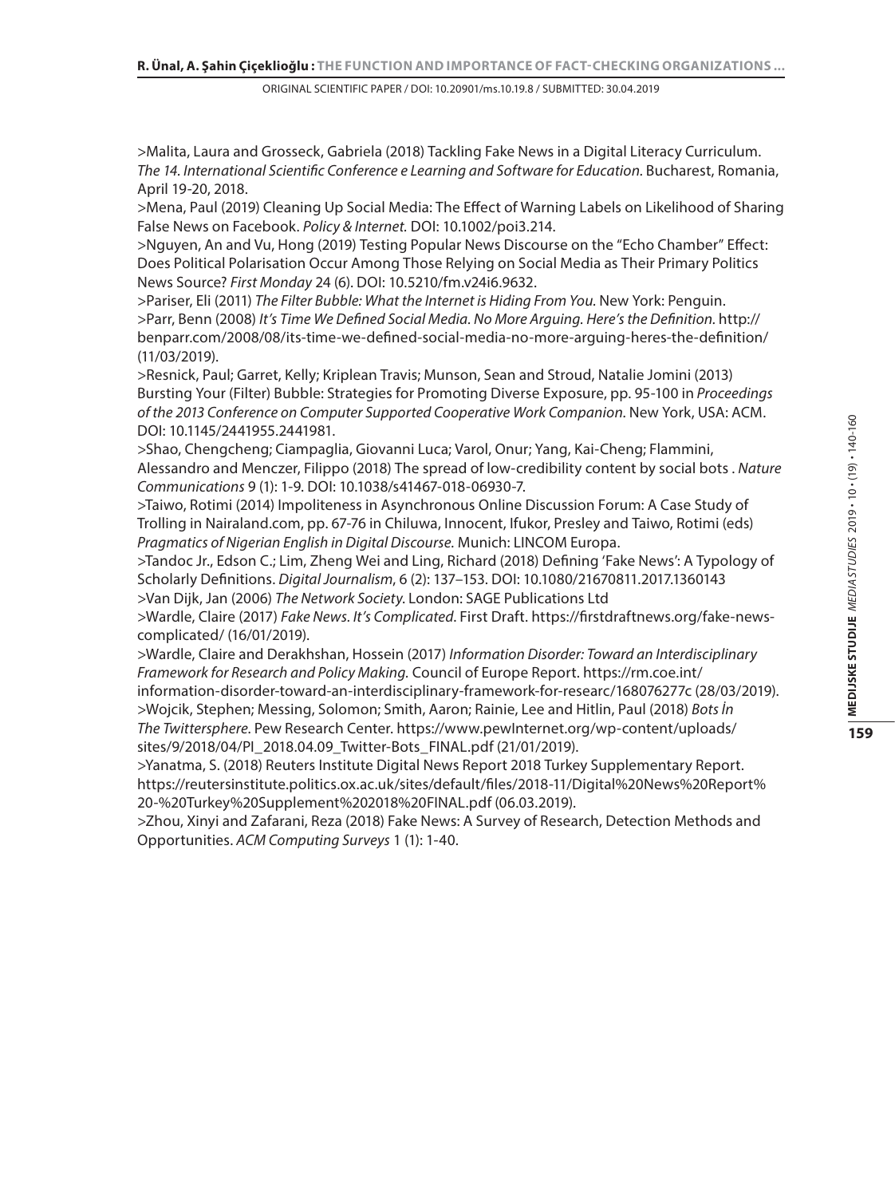>Malita, Laura and Grosseck, Gabriela (2018) Tackling Fake News in a Digital Literacy Curriculum. *The 14. International Scientific Conference e Learning and Software for Education.* Bucharest, Romania, April 19-20, 2018.

>Mena, Paul (2019) Cleaning Up Social Media: The Effect of Warning Labels on Likelihood of Sharing False News on Facebook. *Policy & Internet.* DOI: 10.1002/poi3.214.

>Nguyen, An and Vu, Hong (2019) Testing Popular News Discourse on the "Echo Chamber" Effect: Does Political Polarisation Occur Among Those Relying on Social Media as Their Primary Politics News Source? *First Monday* 24 (6). DOI: 10.5210/fm.v24i6.9632.

>Pariser, Eli (2011) *The Filter Bubble: What the Internet is Hiding From You.* New York: Penguin.

>Parr, Benn (2008) *It's Time We Defined Social Media. No More Arguing. Here's the Definition.* http://benparr.com/2008/08/its-time-we-defined-social-media-no-more-arguing-heres-the-definition/ (11/03/2019).

>Resnick, Paul; Garret, Kelly; Kriplean Travis; Munson, Sean and Stroud, Natalie Jomini (2013) Bursting Your (Filter) Bubble: Strategies for Promoting Diverse Exposure, pp. 95-100 in *Proceedings of the 2013 Conference on Computer Supported Cooperative Work Companion.* New York, USA: ACM. DOI: 10.1145/2441955.2441981.

>Shao, Chengcheng; Ciampaglia, Giovanni Luca; Varol, Onur; Yang, Kai-Cheng; Flammini, Alessandro and Menczer, Filippo (2018) The spread of low-credibility content by social bots . *Nature Communications* 9 (1): 1-9. DOI: 10.1038/s41467-018-06930-7.

>Taiwo, Rotimi (2014) Impoliteness in Asynchronous Online Discussion Forum: A Case Study of Trolling in Nairaland.com, pp. 67-76 in Chiluwa, Innocent, Ifukor, Presley and Taiwo, Rotimi (eds) *Pragmatics of Nigerian English in Digital Discourse.* Munich: LINCOM Europa.

>Tandoc Jr., Edson C.; Lim, Zheng Wei and Ling, Richard (2018) Defining 'Fake News': A Typology of Scholarly Definitions. *Digital Journalism*, 6 (2): 137–153. DOI: 10.1080/21670811.2017.1360143

>Van Dijk, Jan (2006) *The Network Society.* London: SAGE Publications Ltd

>Wardle, Claire (2017) *Fake News. It's Complicated*. First Draft. https://firstdraftnews.org/fake-news-complicated/ (16/01/2019).

>Wardle, Claire and Derakhshan, Hossein (2017) *Information Disorder: Toward an Interdisciplinary Framework for Research and Policy Making.* Council of Europe Report. https://rm.coe.int/information-disorder-toward-an-interdisciplinary-framework-for-researc/168076277c (28/03/2019).

>Wojcik, Stephen; Messing, Solomon; Smith, Aaron; Rainie, Lee and Hitlin, Paul (2018) *Bots İn The Twittersphere*. Pew Research Center. https://www.pewInternet.org/wp-content/uploads/sites/9/2018/04/PI_2018.04.09_Twitter-Bots_FINAL.pdf (21/01/2019).

>Yanatma, S. (2018) Reuters Institute Digital News Report 2018 Turkey Supplementary Report. https://reutersinstitute.politics.ox.ac.uk/sites/default/files/2018-11/Digital%20News%20Report%20-%20Turkey%20Supplement%202018%20FINAL.pdf (06.03.2019).

>Zhou, Xinyi and Zafarani, Reza (2018) Fake News: A Survey of Research, Detection Methods and Opportunities. *ACM Computing Surveys* 1 (1): 1-40.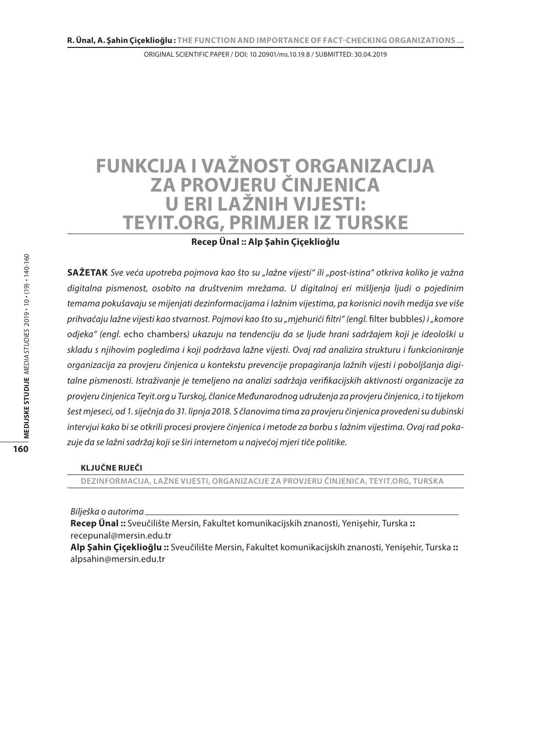ORIGINAL SCIENTIFIC PAPER / DOI: 10.20901/ms.10.19.8 / SUBMITTED: 30.04.2019

# FUNKCIJA I VAŽNOST ORGANIZACIJA ZA PROVJERU ČINJENICA U ERI LAŽNIH VIJESTI: TEYIT.ORG, PRIMJER IZ TURSKE

**Recep Ünal :: Alp Şahin Çiçeklioğlu**

**SAŽETAK** *Sve veća upotreba pojmova kao što su „lažne vijesti" ili „post-istina" otkriva koliko je važna digitalna pismenost, osobito na društvenim mrežama. U digitalnoj eri mišljenja ljudi o pojedinim temama pokušavaju se mijenjati dezinformacijama i lažnim vijestima, pa korisnici novih medija sve više prihvaćaju lažne vijesti kao stvarnost. Pojmovi kao što su „mjehurići filtri" (engl.* filter bubbles*) i „komore odjeka" (engl.* echo chambers*) ukazuju na tendenciju da se ljude hrani sadržajem koji je ideološki u skladu s njihovim pogledima i koji podržava lažne vijesti. Ovaj rad analizira strukturu i funkcioniranje organizacija za provjeru činjenica u kontekstu prevencije propagiranja lažnih vijesti i poboljšanja digitalne pismenosti. Istraživanje je temeljeno na analizi sadržaja verifikacijskih aktivnosti organizacije za provjeru činjenica Teyit.org u Turskoj, članice Međunarodnog udruženja za provjeru činjenica, i to tijekom šest mjeseci, od 1. siječnja do 31. lipnja 2018. S članovima tima za provjeru činjenica provedeni su dubinski intervjui kako bi se otkrili procesi provjere činjenica i metode za borbu s lažnim vijestima. Ovaj rad pokazuje da se lažni sadržaj koji se širi internetom u najvećoj mjeri tiče politike.*

**KLJUČNE RIJEČI**

DEZINFORMACIJA, LAŽNE VIJESTI, ORGANIZACIJE ZA PROVJERU ČINJENICA, TEYIT.ORG, TURSKA

*Bilješka o autorima*

**Recep Ünal ::** Sveučilište Mersin, Fakultet komunikacijskih znanosti, Yenişehir, Turska **::** recepunal@mersin.edu.tr

**Alp Şahin Çiçeklioğlu ::** Sveučilište Mersin, Fakultet komunikacijskih znanosti, Yenişehir, Turska **::** alpsahin@mersin.edu.tr